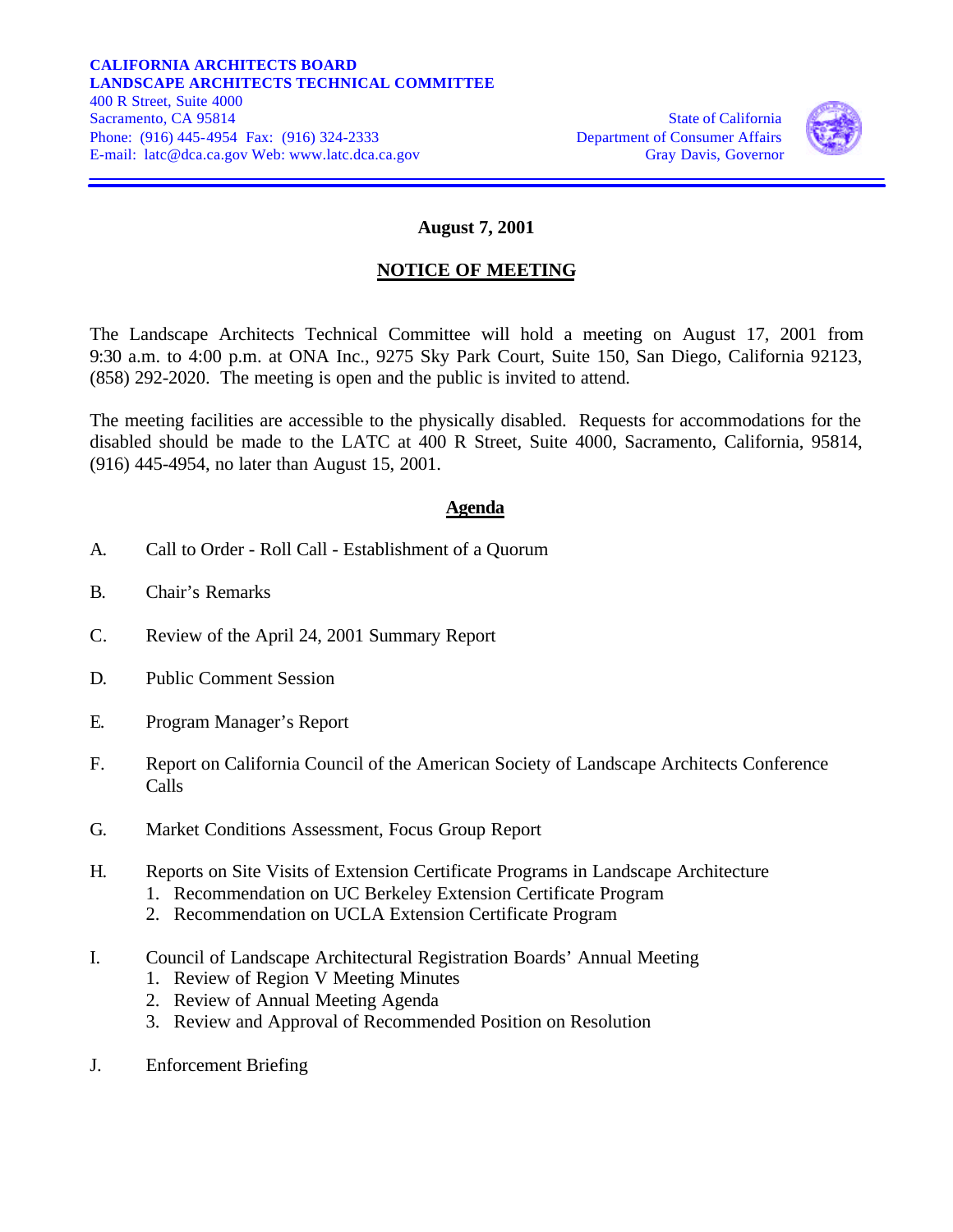**CALIFORNIA ARCHITECTS BOARD**
**LANDSCAPE ARCHITECTS TECHNICAL COMMITTEE**
400 R Street, Suite 4000
Sacramento, CA 95814
Phone: (916) 445-4954 Fax: (916) 324-2333
E-mail: latc@dca.ca.gov Web: www.latc.dca.ca.gov

State of California
Department of Consumer Affairs
Gray Davis, Governor

**August 7, 2001**

## NOTICE OF MEETING

The Landscape Architects Technical Committee will hold a meeting on August 17, 2001 from 9:30 a.m. to 4:00 p.m. at ONA Inc., 9275 Sky Park Court, Suite 150, San Diego, California 92123, (858) 292-2020. The meeting is open and the public is invited to attend.

The meeting facilities are accessible to the physically disabled. Requests for accommodations for the disabled should be made to the LATC at 400 R Street, Suite 4000, Sacramento, California, 95814, (916) 445-4954, no later than August 15, 2001.

## Agenda

A. Call to Order - Roll Call - Establishment of a Quorum

B. Chair's Remarks

C. Review of the April 24, 2001 Summary Report

D. Public Comment Session

E. Program Manager's Report

F. Report on California Council of the American Society of Landscape Architects Conference Calls

G. Market Conditions Assessment, Focus Group Report

H. Reports on Site Visits of Extension Certificate Programs in Landscape Architecture
   1. Recommendation on UC Berkeley Extension Certificate Program
   2. Recommendation on UCLA Extension Certificate Program

I. Council of Landscape Architectural Registration Boards' Annual Meeting
   1. Review of Region V Meeting Minutes
   2. Review of Annual Meeting Agenda
   3. Review and Approval of Recommended Position on Resolution

J. Enforcement Briefing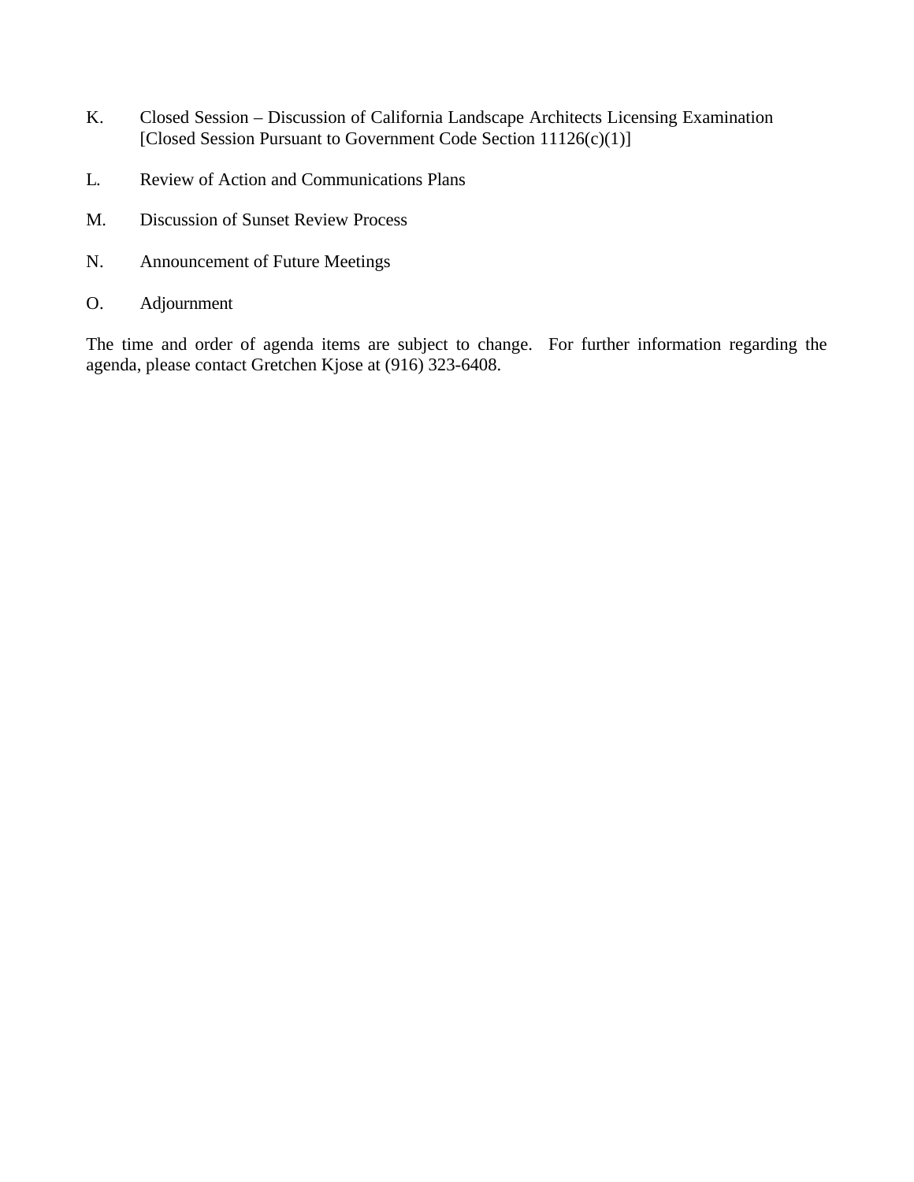K. Closed Session – Discussion of California Landscape Architects Licensing Examination [Closed Session Pursuant to Government Code Section 11126(c)(1)]

L. Review of Action and Communications Plans

M. Discussion of Sunset Review Process

N. Announcement of Future Meetings

O. Adjournment

The time and order of agenda items are subject to change. For further information regarding the agenda, please contact Gretchen Kjose at (916) 323-6408.